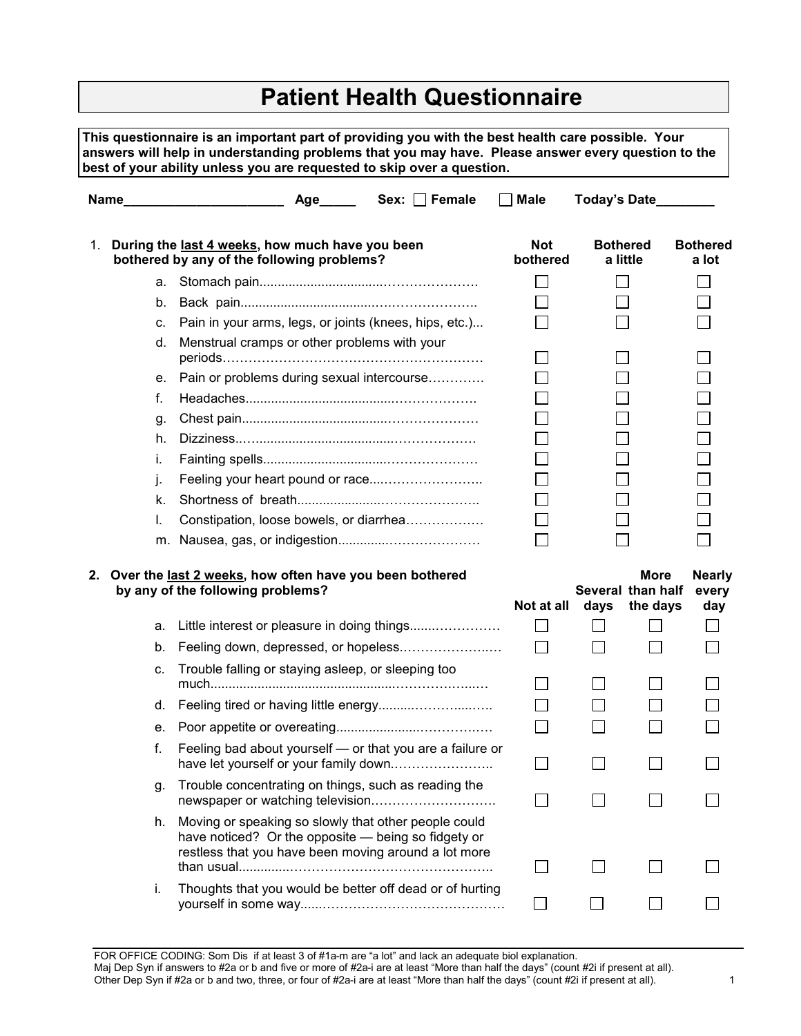# Patient Health Questionnaire

**This questionnaire is an important part of providing you with the best health care possible. Your answers will help in understanding problems that you may have. Please answer every question to the best of your ability unless you are requested to skip over a question.**

**Name**______________________ **Age**_____ **Sex:** ☐ **Female** ☐ **Male** **Today's Date**________

| 1. **During the last 4 weeks, how much have you been bothered by any of the following problems?** | **Not bothered** | **Bothered a little** | **Bothered a lot** |
|---|---|---|---|
| a. Stomach pain | ☐ | ☐ | ☐ |
| b. Back pain | ☐ | ☐ | ☐ |
| c. Pain in your arms, legs, or joints (knees, hips, etc.) | ☐ | ☐ | ☐ |
| d. Menstrual cramps or other problems with your periods | ☐ | ☐ | ☐ |
| e. Pain or problems during sexual intercourse | ☐ | ☐ | ☐ |
| f. Headaches | ☐ | ☐ | ☐ |
| g. Chest pain | ☐ | ☐ | ☐ |
| h. Dizziness | ☐ | ☐ | ☐ |
| i. Fainting spells | ☐ | ☐ | ☐ |
| j. Feeling your heart pound or race | ☐ | ☐ | ☐ |
| k. Shortness of breath | ☐ | ☐ | ☐ |
| l. Constipation, loose bowels, or diarrhea | ☐ | ☐ | ☐ |
| m. Nausea, gas, or indigestion | ☐ | ☐ | ☐ |

| 2. **Over the last 2 weeks, how often have you been bothered by any of the following problems?** | **Not at all** | **Several days** | **More than half the days** | **Nearly every day** |
|---|---|---|---|---|
| a. Little interest or pleasure in doing things | ☐ | ☐ | ☐ | ☐ |
| b. Feeling down, depressed, or hopeless | ☐ | ☐ | ☐ | ☐ |
| c. Trouble falling or staying asleep, or sleeping too much | ☐ | ☐ | ☐ | ☐ |
| d. Feeling tired or having little energy | ☐ | ☐ | ☐ | ☐ |
| e. Poor appetite or overeating | ☐ | ☐ | ☐ | ☐ |
| f. Feeling bad about yourself — or that you are a failure or have let yourself or your family down | ☐ | ☐ | ☐ | ☐ |
| g. Trouble concentrating on things, such as reading the newspaper or watching television | ☐ | ☐ | ☐ | ☐ |
| h. Moving or speaking so slowly that other people could have noticed? Or the opposite — being so fidgety or restless that you have been moving around a lot more than usual | ☐ | ☐ | ☐ | ☐ |
| i. Thoughts that you would be better off dead or of hurting yourself in some way | ☐ | ☐ | ☐ | ☐ |

FOR OFFICE CODING: Som Dis if at least 3 of #1a-m are "a lot" and lack an adequate biol explanation.
Maj Dep Syn if answers to #2a or b and five or more of #2a-i are at least "More than half the days" (count #2i if present at all).
Other Dep Syn if #2a or b and two, three, or four of #2a-i are at least "More than half the days" (count #2i if present at all).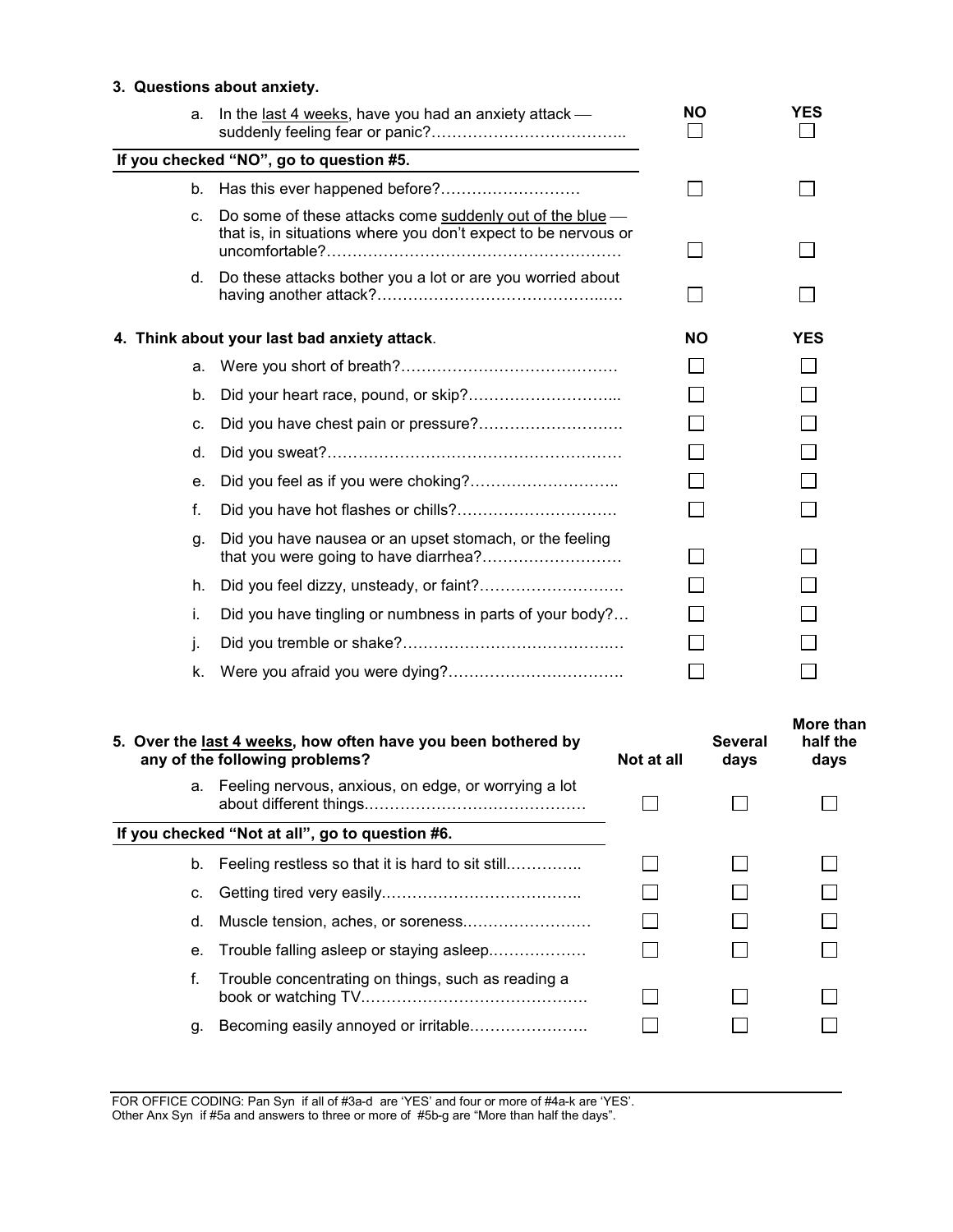**3. Questions about anxiety.**

| | | NO | YES |
|---|---|---|---|
| a. | In the <u>last 4 weeks</u>, have you had an anxiety attack — suddenly feeling fear or panic?……………………………….. | ☐ | ☐ |
| **If you checked "NO", go to question #5.** | | | |
| b. | Has this ever happened before?……………………… | ☐ | ☐ |
| c. | Do some of these attacks come <u>suddenly out of the blue</u> — that is, in situations where you don't expect to be nervous or uncomfortable?………………………………………………… | ☐ | ☐ |
| d. | Do these attacks bother you a lot or are you worried about having another attack?……………………………………..…. | ☐ | ☐ |

| **4. Think about your last bad anxiety attack.** | | NO | YES |
|---|---|---|---|
| a. | Were you short of breath?…………………………………… | ☐ | ☐ |
| b. | Did your heart race, pound, or skip?………………………... | ☐ | ☐ |
| c. | Did you have chest pain or pressure?………………………. | ☐ | ☐ |
| d. | Did you sweat?………………………………………………… | ☐ | ☐ |
| e. | Did you feel as if you were choking?……………………….. | ☐ | ☐ |
| f. | Did you have hot flashes or chills?…………………………. | ☐ | ☐ |
| g. | Did you have nausea or an upset stomach, or the feeling that you were going to have diarrhea?……………………… | ☐ | ☐ |
| h. | Did you feel dizzy, unsteady, or faint?………………………. | ☐ | ☐ |
| i. | Did you have tingling or numbness in parts of your body?… | ☐ | ☐ |
| j. | Did you tremble or shake?……………………………………. | ☐ | ☐ |
| k. | Were you afraid you were dying?……………………………. | ☐ | ☐ |

| **5. Over the <u>last 4 weeks</u>, how often have you been bothered by any of the following problems?** | | **Not at all** | **Several days** | **More than half the days** |
|---|---|---|---|---|
| a. | Feeling nervous, anxious, on edge, or worrying a lot about different things.…………………………………… | ☐ | ☐ | ☐ |
| **If you checked "Not at all", go to question #6.** | | | | |
| b. | Feeling restless so that it is hard to sit still.………….. | ☐ | ☐ | ☐ |
| c. | Getting tired very easily.……………………………….. | ☐ | ☐ | ☐ |
| d. | Muscle tension, aches, or soreness.…………………… | ☐ | ☐ | ☐ |
| e. | Trouble falling asleep or staying asleep.……………… | ☐ | ☐ | ☐ |
| f. | Trouble concentrating on things, such as reading a book or watching TV.……………………………………. | ☐ | ☐ | ☐ |
| g. | Becoming easily annoyed or irritable.…………………. | ☐ | ☐ | ☐ |

FOR OFFICE CODING: Pan Syn if all of #3a-d are 'YES' and four or more of #4a-k are 'YES'.
Other Anx Syn if #5a and answers to three or more of #5b-g are "More than half the days".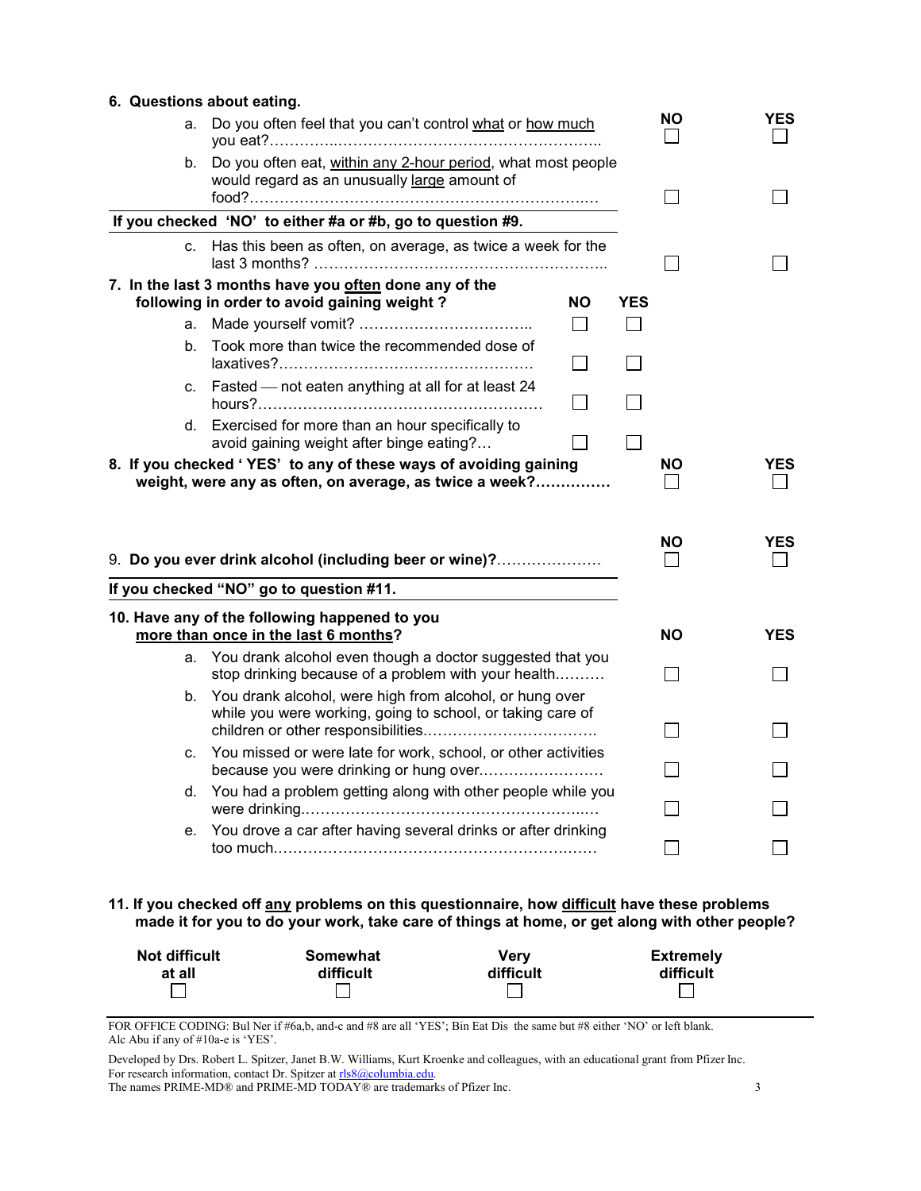**6. Questions about eating.**

| | NO | YES |
|---|---|---|
| a. Do you often feel that you can't control what or how much you eat?…………………………………………………………… | ☐ | ☐ |
| b. Do you often eat, within any 2-hour period, what most people would regard as an unusually large amount of food?……………………………………………………………… | ☐ | ☐ |

**If you checked 'NO' to either #a or #b, go to question #9.**

| | NO | YES |
|---|---|---|
| c. Has this been as often, on average, as twice a week for the last 3 months? ………………………………………………… | ☐ | ☐ |

**7. In the last 3 months have you often done any of the following in order to avoid gaining weight ?**

| | NO | YES |
|---|---|---|
| a. Made yourself vomit? …………………………….. | ☐ | ☐ |
| b. Took more than twice the recommended dose of laxatives?…………………………………………… | ☐ | ☐ |
| c. Fasted — not eaten anything at all for at least 24 hours?……………………………………………… | ☐ | ☐ |
| d. Exercised for more than an hour specifically to avoid gaining weight after binge eating?… | ☐ | ☐ |

| | NO | YES |
|---|---|---|
| **8. If you checked ' YES' to any of these ways of avoiding gaining weight, were any as often, on average, as twice a week?……………** | ☐ | ☐ |

| | NO | YES |
|---|---|---|
| 9. **Do you ever drink alcohol (including beer or wine)?…………………** | ☐ | ☐ |

**If you checked "NO" go to question #11.**

**10. Have any of the following happened to you more than once in the last 6 months?**

| | NO | YES |
|---|---|---|
| a. You drank alcohol even though a doctor suggested that you stop drinking because of a problem with your health………. | ☐ | ☐ |
| b. You drank alcohol, were high from alcohol, or hung over while you were working, going to school, or taking care of children or other responsibilities.……………………………. | ☐ | ☐ |
| c. You missed or were late for work, school, or other activities because you were drinking or hung over……………………… | ☐ | ☐ |
| d. You had a problem getting along with other people while you were drinking.…………………………………………………… | ☐ | ☐ |
| e. You drove a car after having several drinks or after drinking too much.………………………………………………………… | ☐ | ☐ |

**11. If you checked off any problems on this questionnaire, how difficult have these problems made it for you to do your work, take care of things at home, or get along with other people?**

| Not difficult at all | Somewhat difficult | Very difficult | Extremely difficult |
|---|---|---|---|
| ☐ | ☐ | ☐ | ☐ |

FOR OFFICE CODING: Bul Ner if #6a,b, and-c and #8 are all 'YES'; Bin Eat Dis the same but #8 either 'NO' or left blank. Alc Abu if any of #10a-e is 'YES'.

Developed by Drs. Robert L. Spitzer, Janet B.W. Williams, Kurt Kroenke and colleagues, with an educational grant from Pfizer Inc. For research information, contact Dr. Spitzer at rls8@columbia.edu.
The names PRIME-MD® and PRIME-MD TODAY® are trademarks of Pfizer Inc.